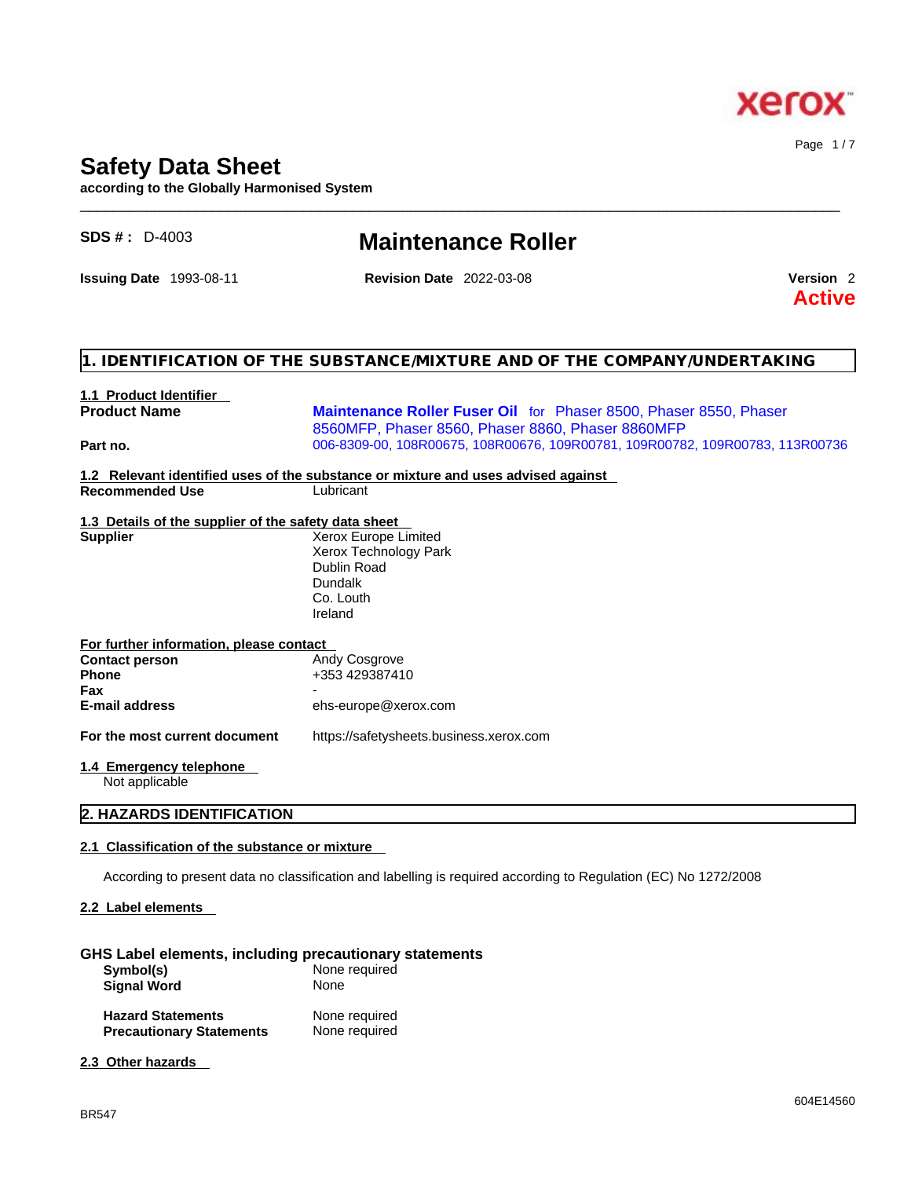# Safety Data Sheet

**according to the Globally Harmonised System**

**SDS # :** D-4003

## Maintenance Roller

**Issuing Date** 1993-08-11 **Revision Date** 2022-03-08 **Version** 2

**Active**

## 1. IDENTIFICATION OF THE SUBSTANCE/MIXTURE AND OF THE COMPANY/UNDERTAKING

### 1.1 Product Identifier

**Product Name** — **Maintenance Roller Fuser Oil** for Phaser 8500, Phaser 8550, Phaser 8560MFP, Phaser 8560, Phaser 8860, Phaser 8860MFP

**Part no.** — 006-8309-00, 108R00675, 108R00676, 109R00781, 109R00782, 109R00783, 113R00736

### 1.2 Relevant identified uses of the substance or mixture and uses advised against

**Recommended Use** — Lubricant

### 1.3 Details of the supplier of the safety data sheet

**Supplier** — Xerox Europe Limited
Xerox Technology Park
Dublin Road
Dundalk
Co. Louth
Ireland

**For further information, please contact**

| | |
|---|---|
| **Contact person** | Andy Cosgrove |
| **Phone** | +353 429387410 |
| **Fax** | - |
| **E-mail address** | ehs-europe@xerox.com |

**For the most current document** — https://safetysheets.business.xerox.com

### 1.4 Emergency telephone

Not applicable

## 2. HAZARDS IDENTIFICATION

### 2.1 Classification of the substance or mixture

According to present data no classification and labelling is required according to Regulation (EC) No 1272/2008

### 2.2 Label elements

**GHS Label elements, including precautionary statements**

| | |
|---|---|
| **Symbol(s)** | None required |
| **Signal Word** | None |
| **Hazard Statements** | None required |
| **Precautionary Statements** | None required |

### 2.3 Other hazards

BR547 604E14560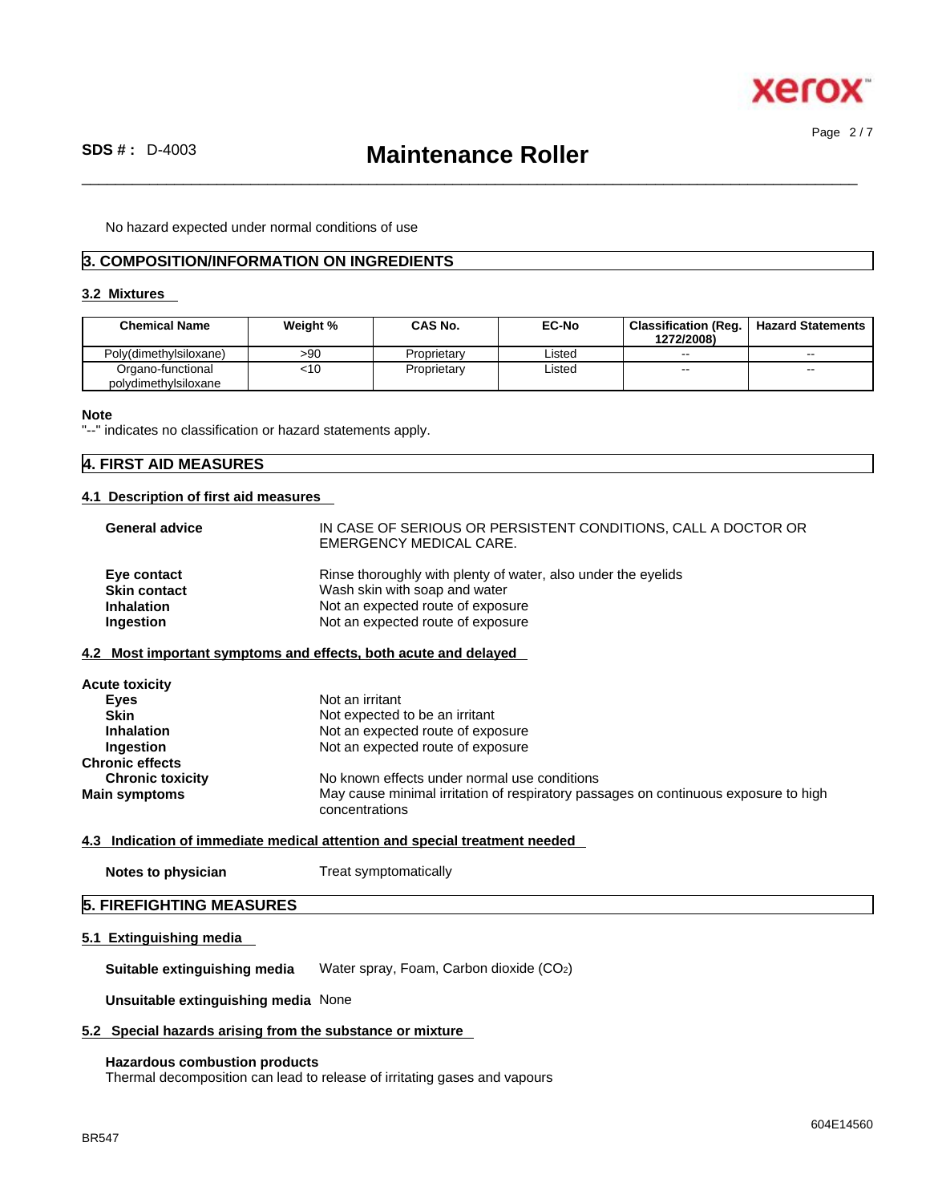No hazard expected under normal conditions of use

## 3. COMPOSITION/INFORMATION ON INGREDIENTS

### 3.2 Mixtures

| Chemical Name | Weight % | CAS No. | EC-No | Classification (Reg. 1272/2008) | Hazard Statements |
|---|---|---|---|---|---|
| Poly(dimethylsiloxane) | >90 | Proprietary | Listed | -- | -- |
| Organo-functional polydimethylsiloxane | <10 | Proprietary | Listed | -- | -- |

**Note**
"--" indicates no classification or hazard statements apply.

## 4. FIRST AID MEASURES

### 4.1 Description of first aid measures

**General advice** IN CASE OF SERIOUS OR PERSISTENT CONDITIONS, CALL A DOCTOR OR EMERGENCY MEDICAL CARE.

**Eye contact** Rinse thoroughly with plenty of water, also under the eyelids
**Skin contact** Wash skin with soap and water
**Inhalation** Not an expected route of exposure
**Ingestion** Not an expected route of exposure

### 4.2 Most important symptoms and effects, both acute and delayed

**Acute toxicity**
**Eyes** Not an irritant
**Skin** Not expected to be an irritant
**Inhalation** Not an expected route of exposure
**Ingestion** Not an expected route of exposure
**Chronic effects**
**Chronic toxicity** No known effects under normal use conditions
**Main symptoms** May cause minimal irritation of respiratory passages on continuous exposure to high concentrations

### 4.3 Indication of immediate medical attention and special treatment needed

**Notes to physician** Treat symptomatically

## 5. FIREFIGHTING MEASURES

### 5.1 Extinguishing media

**Suitable extinguishing media** Water spray, Foam, Carbon dioxide ($CO_2$)

**Unsuitable extinguishing media** None

### 5.2 Special hazards arising from the substance or mixture

**Hazardous combustion products**
Thermal decomposition can lead to release of irritating gases and vapours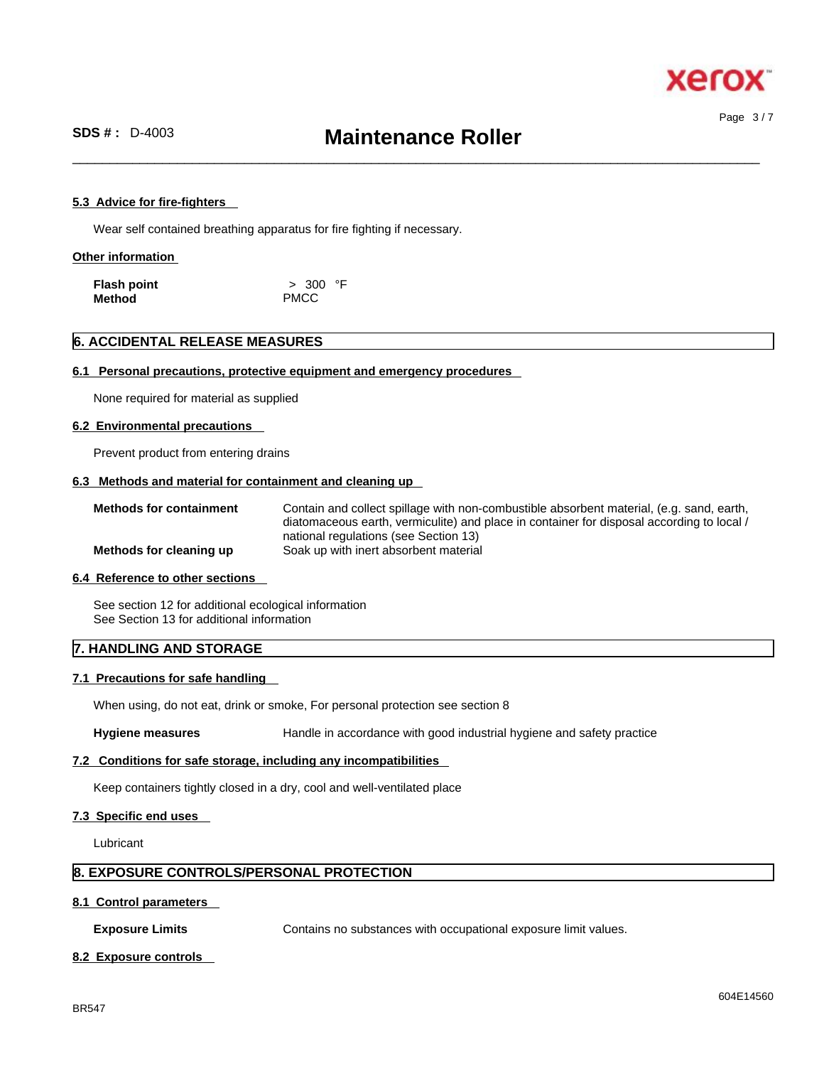#### 5.3 Advice for fire-fighters

Wear self contained breathing apparatus for fire fighting if necessary.

#### Other information

| | |
|---|---|
| **Flash point** | > 300 °F |
| **Method** | PMCC |

## 6. ACCIDENTAL RELEASE MEASURES

#### 6.1 Personal precautions, protective equipment and emergency procedures

None required for material as supplied

#### 6.2 Environmental precautions

Prevent product from entering drains

#### 6.3 Methods and material for containment and cleaning up

| | |
|---|---|
| **Methods for containment** | Contain and collect spillage with non-combustible absorbent material, (e.g. sand, earth, diatomaceous earth, vermiculite) and place in container for disposal according to local / national regulations (see Section 13) |
| **Methods for cleaning up** | Soak up with inert absorbent material |

#### 6.4 Reference to other sections

See section 12 for additional ecological information
See Section 13 for additional information

## 7. HANDLING AND STORAGE

#### 7.1 Precautions for safe handling

When using, do not eat, drink or smoke, For personal protection see section 8

| | |
|---|---|
| **Hygiene measures** | Handle in accordance with good industrial hygiene and safety practice |

#### 7.2 Conditions for safe storage, including any incompatibilities

Keep containers tightly closed in a dry, cool and well-ventilated place

#### 7.3 Specific end uses

Lubricant

## 8. EXPOSURE CONTROLS/PERSONAL PROTECTION

#### 8.1 Control parameters

| | |
|---|---|
| **Exposure Limits** | Contains no substances with occupational exposure limit values. |

#### 8.2 Exposure controls

BR547

604E14560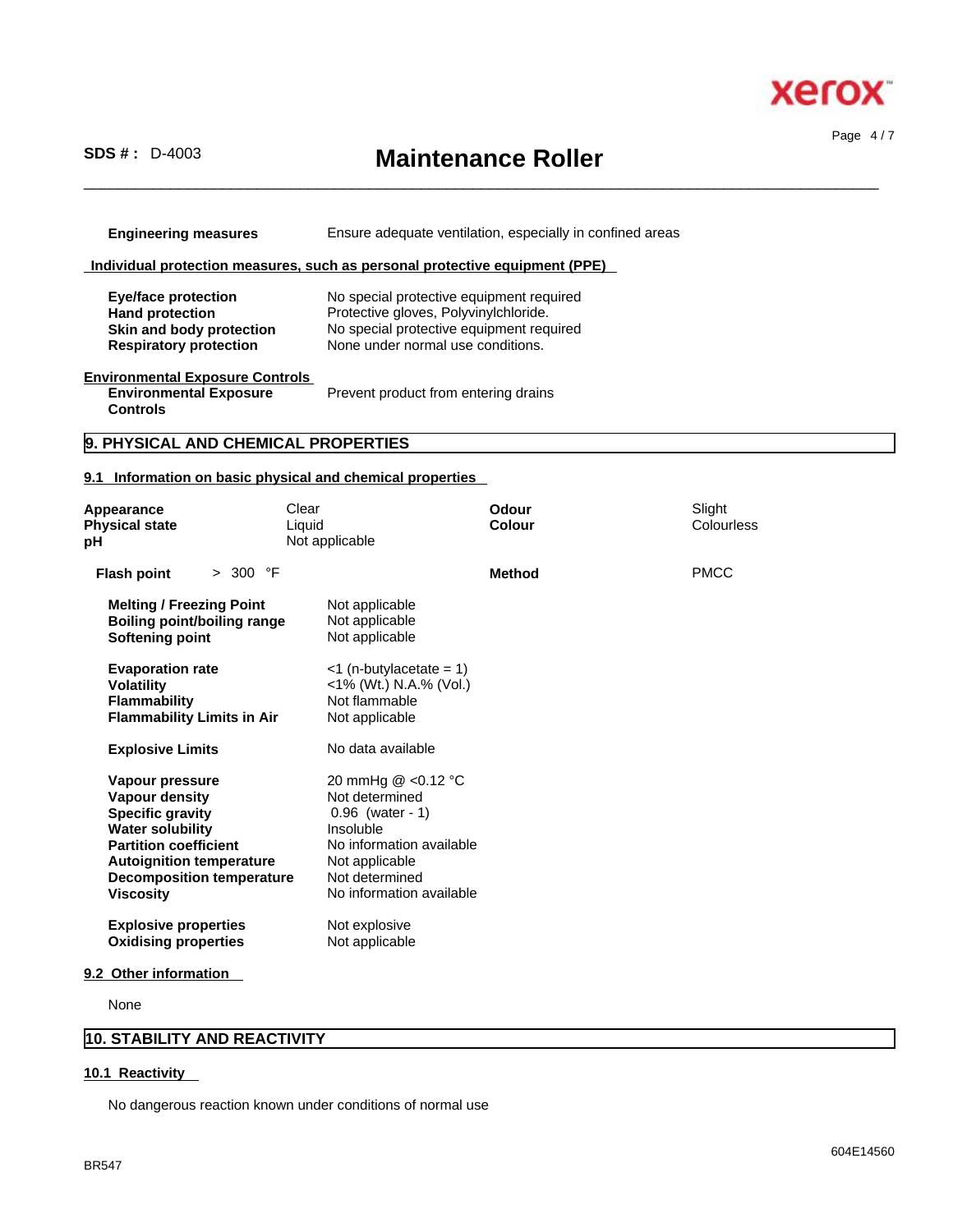| | |
|---|---|
| **Engineering measures** | Ensure adequate ventilation, especially in confined areas |

**Individual protection measures, such as personal protective equipment (PPE)**

| | |
|---|---|
| **Eye/face protection** | No special protective equipment required |
| **Hand protection** | Protective gloves, Polyvinylchloride. |
| **Skin and body protection** | No special protective equipment required |
| **Respiratory protection** | None under normal use conditions. |

**Environmental Exposure Controls**

| | |
|---|---|
| **Environmental Exposure Controls** | Prevent product from entering drains |

## 9. PHYSICAL AND CHEMICAL PROPERTIES

### 9.1 Information on basic physical and chemical properties

| | | | |
|---|---|---|---|
| **Appearance** | Clear | **Odour** | Slight |
| **Physical state** | Liquid | **Colour** | Colourless |
| **pH** | Not applicable | | |
| **Flash point** | > 300 °F | **Method** | PMCC |

| | |
|---|---|
| **Melting / Freezing Point** | Not applicable |
| **Boiling point/boiling range** | Not applicable |
| **Softening point** | Not applicable |
| **Evaporation rate** | <1 (n-butylacetate = 1) |
| **Volatility** | <1% (Wt.) N.A.% (Vol.) |
| **Flammability** | Not flammable |
| **Flammability Limits in Air** | Not applicable |
| **Explosive Limits** | No data available |
| **Vapour pressure** | 20 mmHg @ <0.12 °C |
| **Vapour density** | Not determined |
| **Specific gravity** | 0.96 (water - 1) |
| **Water solubility** | Insoluble |
| **Partition coefficient** | No information available |
| **Autoignition temperature** | Not applicable |
| **Decomposition temperature** | Not determined |
| **Viscosity** | No information available |
| **Explosive properties** | Not explosive |
| **Oxidising properties** | Not applicable |

### 9.2 Other information

None

## 10. STABILITY AND REACTIVITY

### 10.1 Reactivity

No dangerous reaction known under conditions of normal use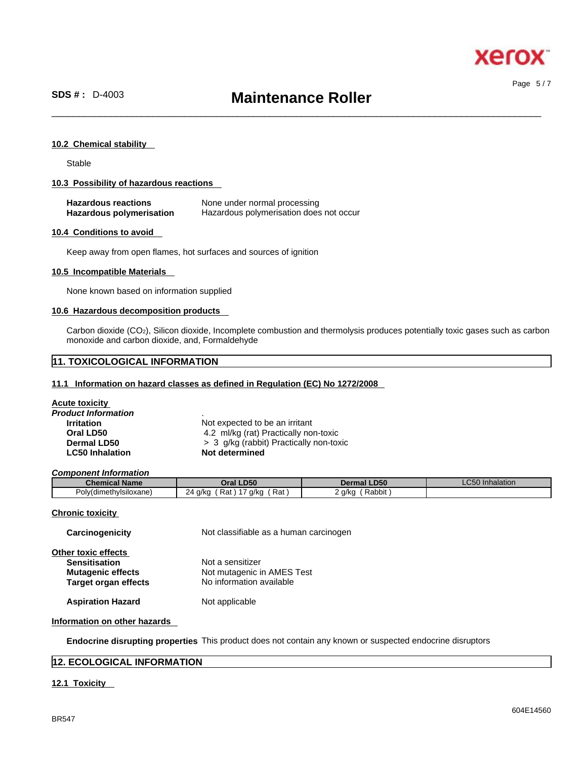#### 10.2 Chemical stability

Stable

#### 10.3 Possibility of hazardous reactions

**Hazardous reactions** None under normal processing
**Hazardous polymerisation** Hazardous polymerisation does not occur

#### 10.4 Conditions to avoid

Keep away from open flames, hot surfaces and sources of ignition

#### 10.5 Incompatible Materials

None known based on information supplied

#### 10.6 Hazardous decomposition products

Carbon dioxide ($CO_2$), Silicon dioxide, Incomplete combustion and thermolysis produces potentially toxic gases such as carbon monoxide and carbon dioxide, and, Formaldehyde

## 11. TOXICOLOGICAL INFORMATION

#### 11.1 Information on hazard classes as defined in Regulation (EC) No 1272/2008

**Acute toxicity**

***Product Information*** .

**Irritation** Not expected to be an irritant
**Oral LD50** 4.2 ml/kg (rat) Practically non-toxic
**Dermal LD50** > 3 g/kg (rabbit) Practically non-toxic
**LC50 Inhalation** **Not determined**

***Component Information***

| Chemical Name | Oral LD50 | Dermal LD50 | LC50 Inhalation |
|---|---|---|---|
| Poly(dimethylsiloxane) | 24 g/kg ( Rat ) 17 g/kg ( Rat ) | 2 g/kg ( Rabbit ) | |

**Chronic toxicity**

**Carcinogenicity** Not classifiable as a human carcinogen

**Other toxic effects**

**Sensitisation** Not a sensitizer
**Mutagenic effects** Not mutagenic in AMES Test
**Target organ effects** No information available

**Aspiration Hazard** Not applicable

**Information on other hazards**

**Endocrine disrupting properties** This product does not contain any known or suspected endocrine disruptors

## 12. ECOLOGICAL INFORMATION

#### 12.1 Toxicity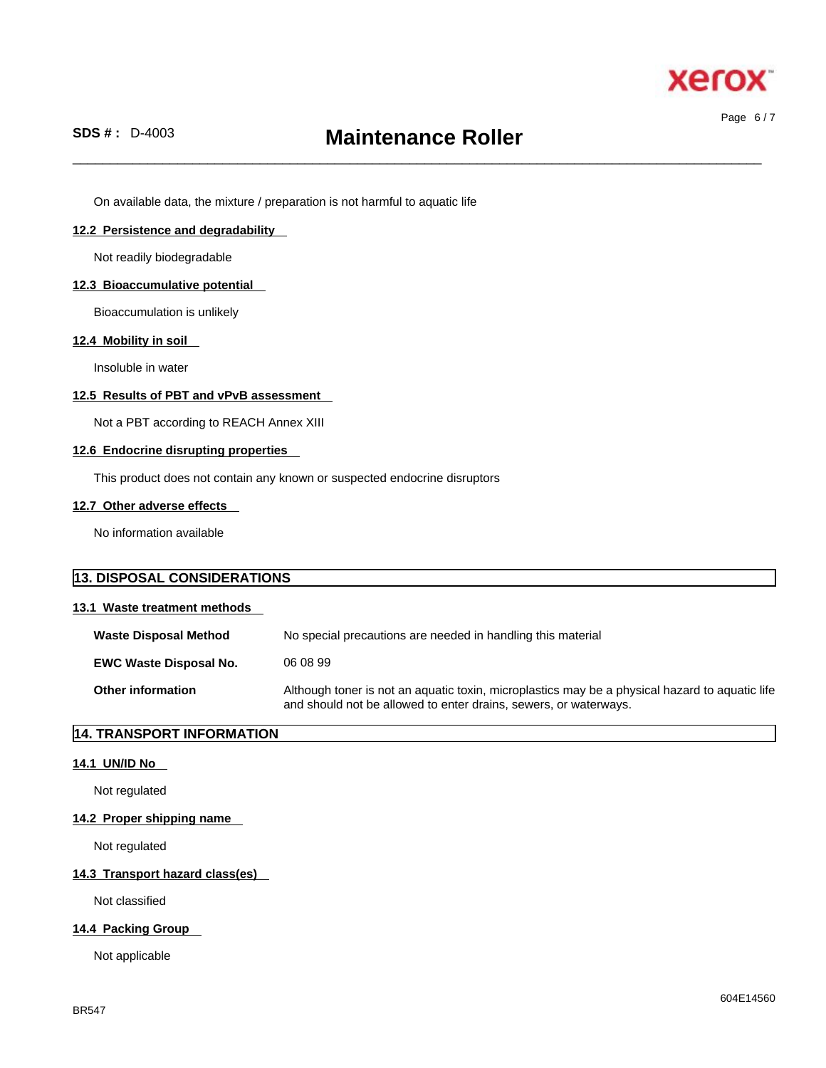On available data, the mixture / preparation is not harmful to aquatic life

### 12.2 Persistence and degradability

Not readily biodegradable

### 12.3 Bioaccumulative potential

Bioaccumulation is unlikely

### 12.4 Mobility in soil

Insoluble in water

### 12.5 Results of PBT and vPvB assessment

Not a PBT according to REACH Annex XIII

### 12.6 Endocrine disrupting properties

This product does not contain any known or suspected endocrine disruptors

### 12.7 Other adverse effects

No information available

## 13. DISPOSAL CONSIDERATIONS

### 13.1 Waste treatment methods

| | |
|---|---|
| **Waste Disposal Method** | No special precautions are needed in handling this material |
| **EWC Waste Disposal No.** | 06 08 99 |
| **Other information** | Although toner is not an aquatic toxin, microplastics may be a physical hazard to aquatic life and should not be allowed to enter drains, sewers, or waterways. |

## 14. TRANSPORT INFORMATION

### 14.1 UN/ID No

Not regulated

### 14.2 Proper shipping name

Not regulated

### 14.3 Transport hazard class(es)

Not classified

### 14.4 Packing Group

Not applicable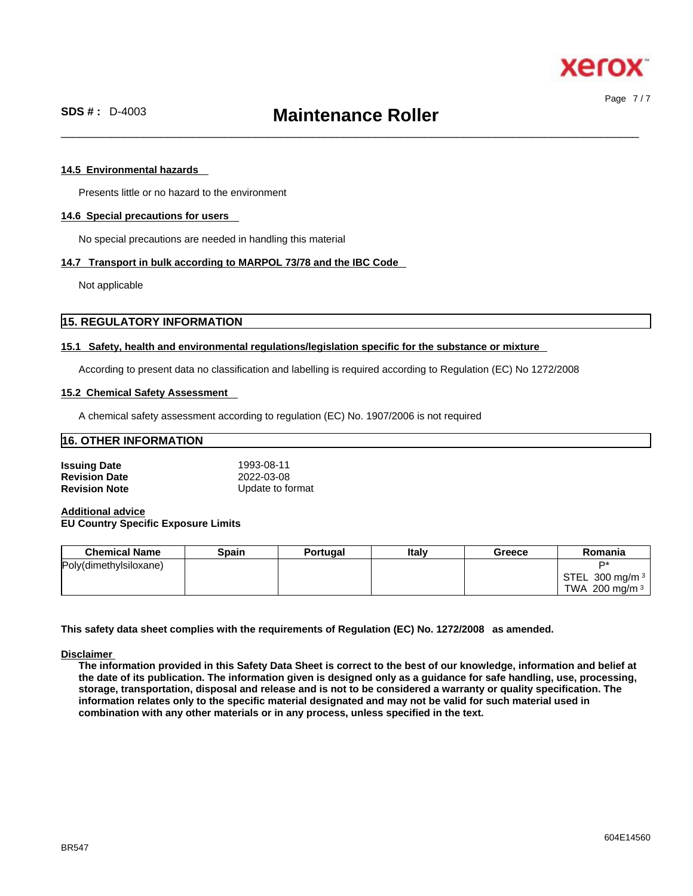#### 14.5 Environmental hazards

Presents little or no hazard to the environment

#### 14.6 Special precautions for users

No special precautions are needed in handling this material

#### 14.7 Transport in bulk according to MARPOL 73/78 and the IBC Code

Not applicable

## 15. REGULATORY INFORMATION

#### 15.1 Safety, health and environmental regulations/legislation specific for the substance or mixture

According to present data no classification and labelling is required according to Regulation (EC) No 1272/2008

#### 15.2 Chemical Safety Assessment

A chemical safety assessment according to regulation (EC) No. 1907/2006 is not required

## 16. OTHER INFORMATION

**Issuing Date** 1993-08-11
**Revision Date** 2022-03-08
**Revision Note** Update to format

**Additional advice**
**EU Country Specific Exposure Limits**

| Chemical Name | Spain | Portugal | Italy | Greece | Romania |
|---|---|---|---|---|---|
| Poly(dimethylsiloxane) | | | | | P* STEL 300 mg/m $^3$ TWA 200 mg/m $^3$ |

**This safety data sheet complies with the requirements of Regulation (EC) No. 1272/2008 as amended.**

**Disclaimer**

**The information provided in this Safety Data Sheet is correct to the best of our knowledge, information and belief at the date of its publication. The information given is designed only as a guidance for safe handling, use, processing, storage, transportation, disposal and release and is not to be considered a warranty or quality specification. The information relates only to the specific material designated and may not be valid for such material used in combination with any other materials or in any process, unless specified in the text.**